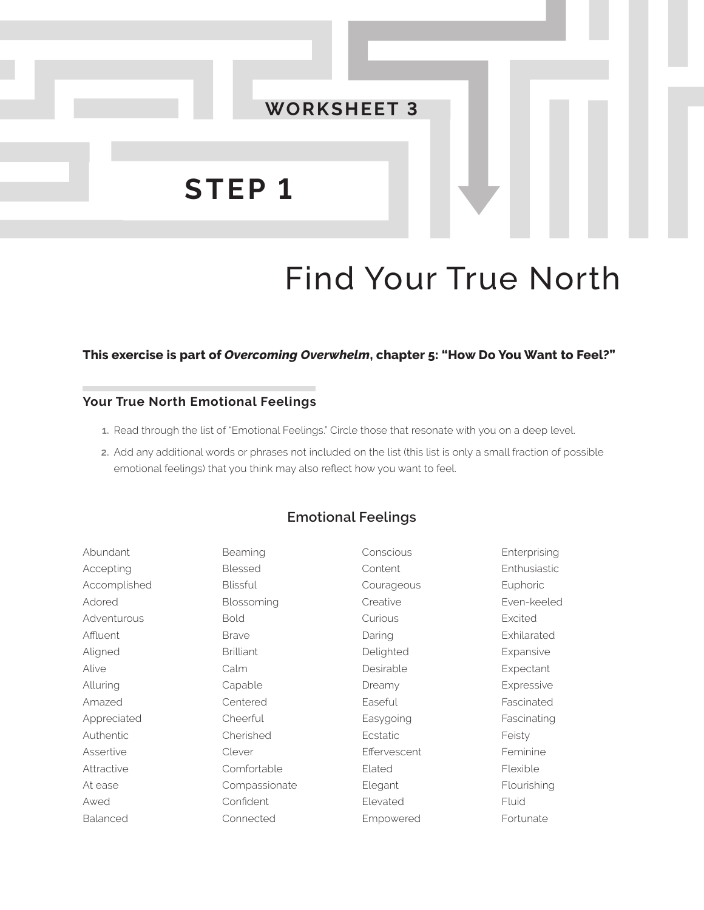# WORKSHEET 3

# STEP 1

# Find Your True North

**This exercise is part of *Overcoming Overwhelm*, chapter 5: "How Do You Want to Feel?"**

## Your True North Emotional Feelings

1. Read through the list of "Emotional Feelings." Circle those that resonate with you on a deep level.
2. Add any additional words or phrases not included on the list (this list is only a small fraction of possible emotional feelings) that you think may also reflect how you want to feel.

### Emotional Feelings

Abundant
Accepting
Accomplished
Adored
Adventurous
Affluent
Aligned
Alive
Alluring
Amazed
Appreciated
Authentic
Assertive
Attractive
At ease
Awed
Balanced
Beaming
Blessed
Blissful
Blossoming
Bold
Brave
Brilliant
Calm
Capable
Centered
Cheerful
Cherished
Clever
Comfortable
Compassionate
Confident
Connected
Conscious
Content
Courageous
Creative
Curious
Daring
Delighted
Desirable
Dreamy
Easeful
Easygoing
Ecstatic
Effervescent
Elated
Elegant
Elevated
Empowered
Enterprising
Enthusiastic
Euphoric
Even-keeled
Excited
Exhilarated
Expansive
Expectant
Expressive
Fascinated
Fascinating
Feisty
Feminine
Flexible
Flourishing
Fluid
Fortunate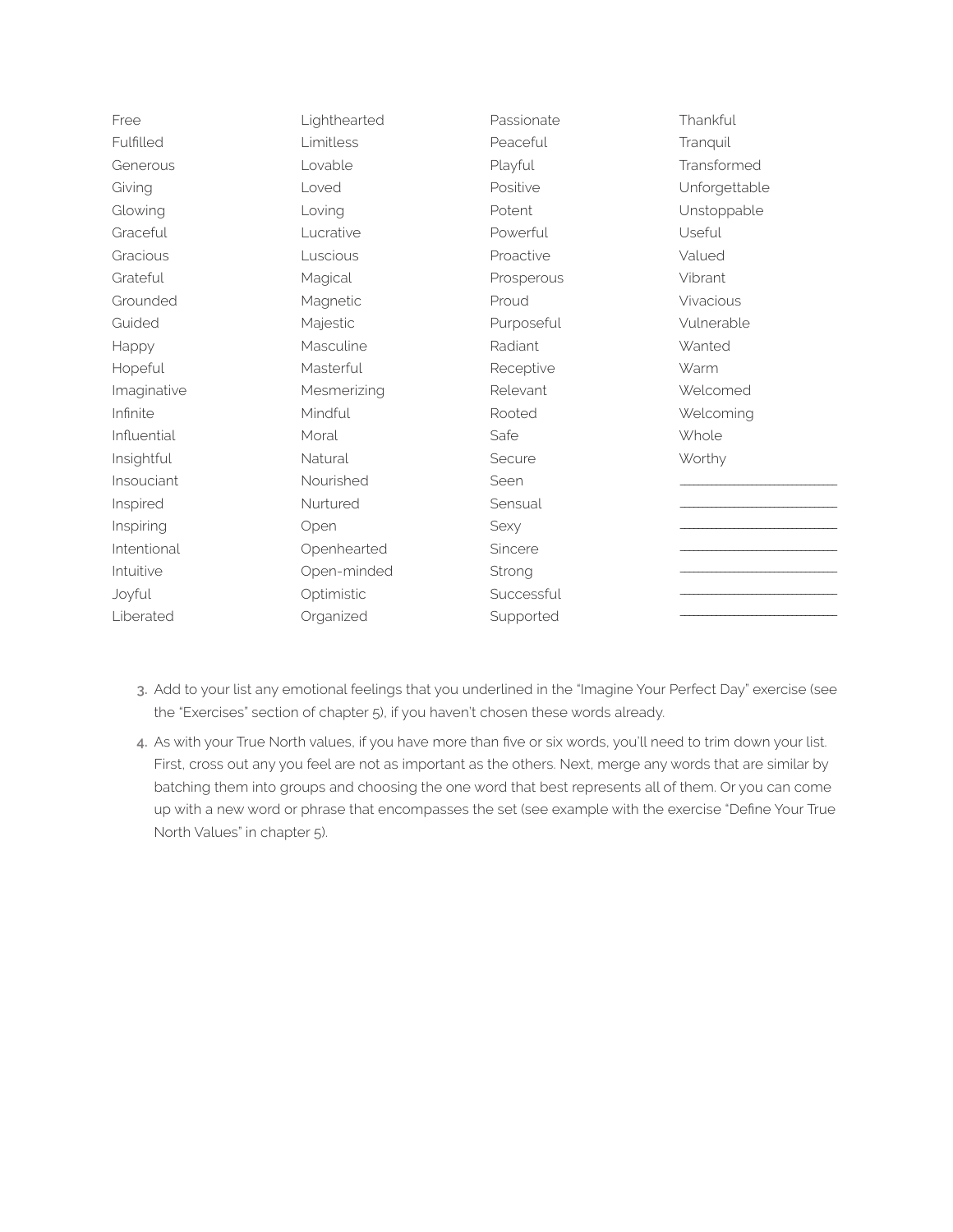Free
Fulfilled
Generous
Giving
Glowing
Graceful
Gracious
Grateful
Grounded
Guided
Happy
Hopeful
Imaginative
Infinite
Influential
Insightful
Insouciant
Inspired
Inspiring
Intentional
Intuitive
Joyful
Liberated
Lighthearted
Limitless
Lovable
Loved
Loving
Lucrative
Luscious
Magical
Magnetic
Majestic
Masculine
Masterful
Mesmerizing
Mindful
Moral
Natural
Nourished
Nurtured
Open
Openhearted
Open-minded
Optimistic
Organized
Passionate
Peaceful
Playful
Positive
Potent
Powerful
Proactive
Prosperous
Proud
Purposeful
Radiant
Receptive
Relevant
Rooted
Safe
Secure
Seen
Sensual
Sexy
Sincere
Strong
Successful
Supported
Thankful
Tranquil
Transformed
Unforgettable
Unstoppable
Useful
Valued
Vibrant
Vivacious
Vulnerable
Wanted
Warm
Welcomed
Welcoming
Whole
Worthy
______________________
______________________
______________________
______________________
______________________
______________________
______________________

3. Add to your list any emotional feelings that you underlined in the "Imagine Your Perfect Day" exercise (see the "Exercises" section of chapter 5), if you haven't chosen these words already.
4. As with your True North values, if you have more than five or six words, you'll need to trim down your list. First, cross out any you feel are not as important as the others. Next, merge any words that are similar by batching them into groups and choosing the one word that best represents all of them. Or you can come up with a new word or phrase that encompasses the set (see example with the exercise "Define Your True North Values" in chapter 5).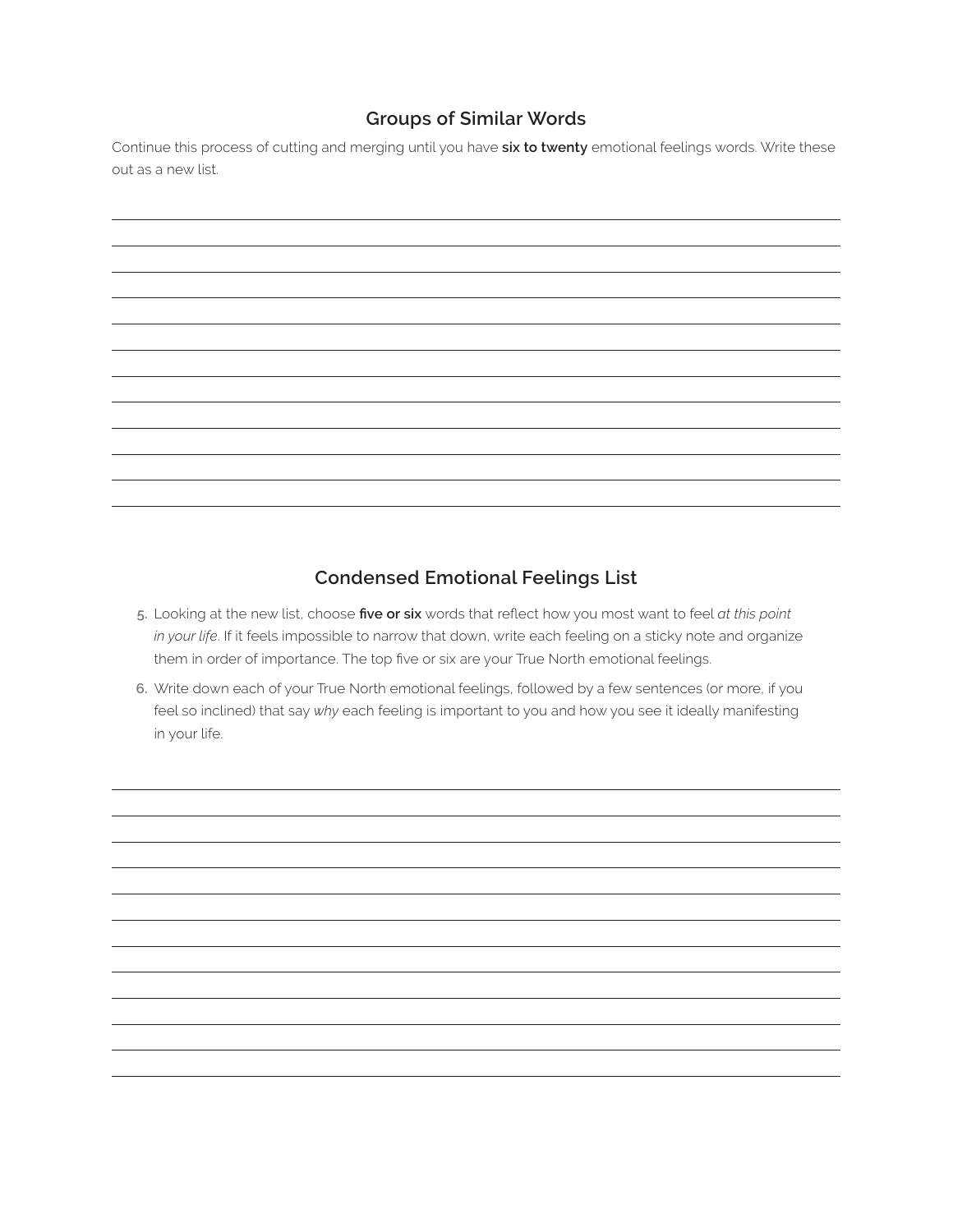## Groups of Similar Words

Continue this process of cutting and merging until you have **six to twenty** emotional feelings words. Write these out as a new list.

## Condensed Emotional Feelings List

5. Looking at the new list, choose **five or six** words that reflect how you most want to feel *at this point in your life*. If it feels impossible to narrow that down, write each feeling on a sticky note and organize them in order of importance. The top five or six are your True North emotional feelings.
6. Write down each of your True North emotional feelings, followed by a few sentences (or more, if you feel so inclined) that say *why* each feeling is important to you and how you see it ideally manifesting in your life.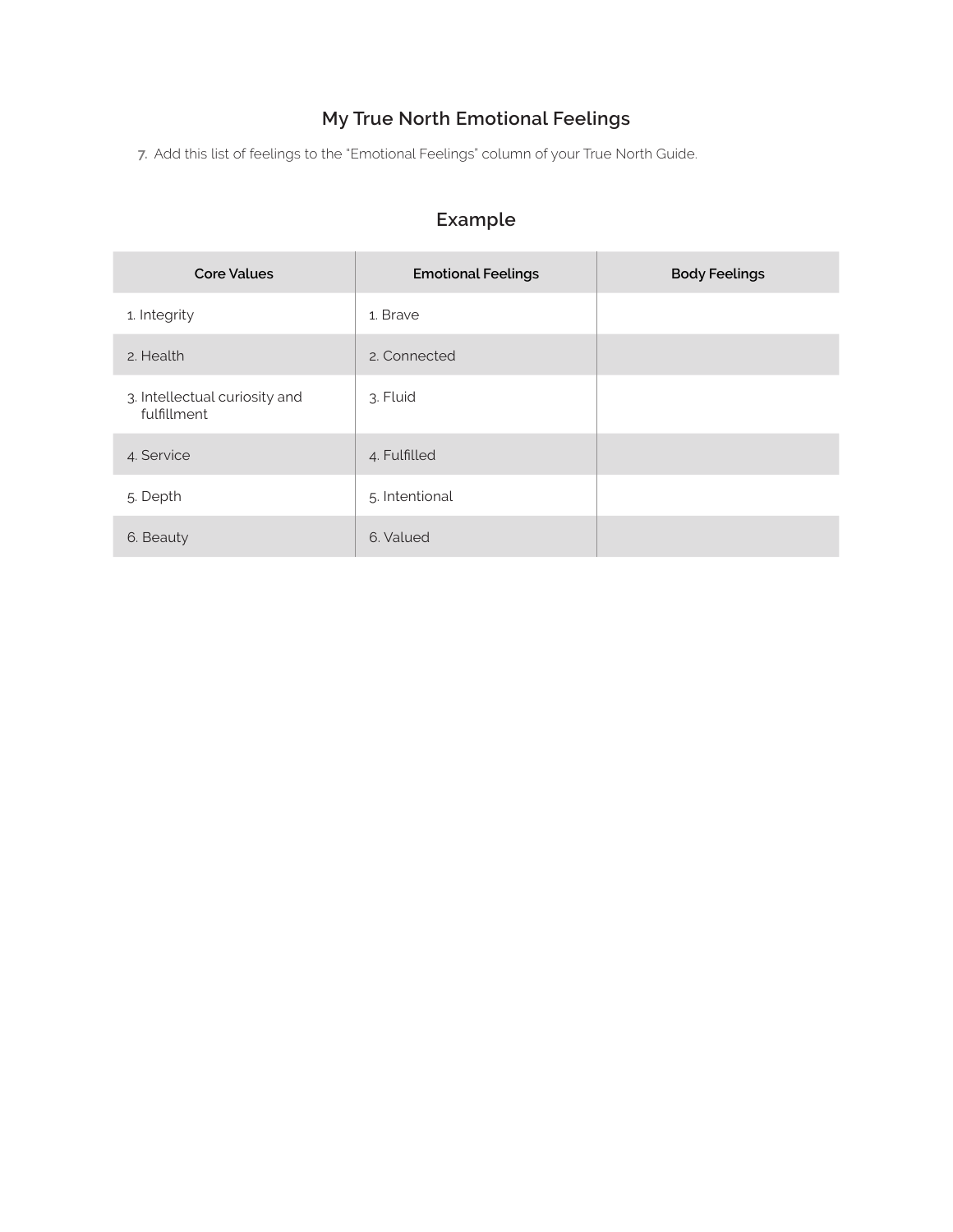## My True North Emotional Feelings

7. Add this list of feelings to the “Emotional Feelings” column of your True North Guide.

### Example

| Core Values | Emotional Feelings | Body Feelings |
|---|---|---|
| 1. Integrity | 1. Brave | |
| 2. Health | 2. Connected | |
| 3. Intellectual curiosity and fulfillment | 3. Fluid | |
| 4. Service | 4. Fulfilled | |
| 5. Depth | 5. Intentional | |
| 6. Beauty | 6. Valued | |